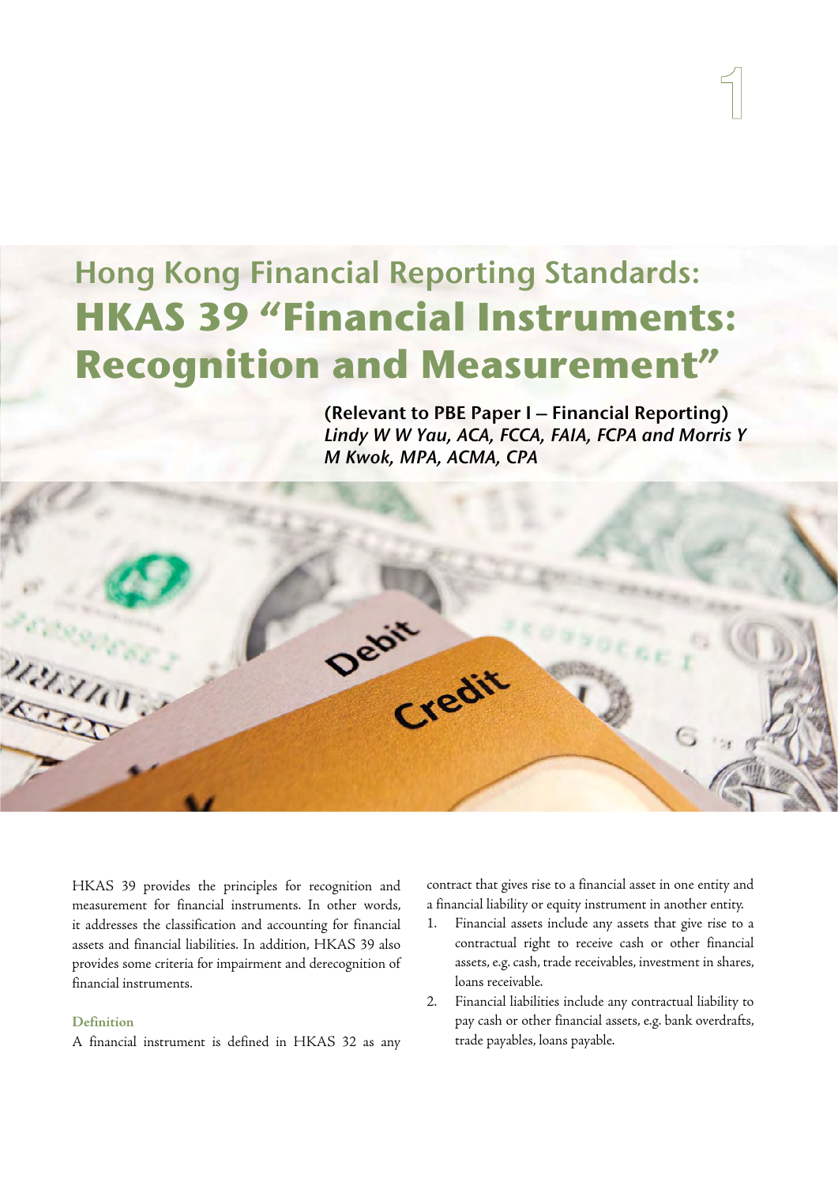# Hong Kong Financial Reporting Standards: HKAS 39 "Financial Instruments: Recognition and Measurement"

**(Relevant to PBE Paper I – Financial Reporting)**
*Lindy W W Yau, ACA, FCCA, FAIA, FCPA and Morris Y M Kwok, MPA, ACMA, CPA*

HKAS 39 provides the principles for recognition and measurement for financial instruments. In other words, it addresses the classification and accounting for financial assets and financial liabilities. In addition, HKAS 39 also provides some criteria for impairment and derecognition of financial instruments.

## Definition

A financial instrument is defined in HKAS 32 as any contract that gives rise to a financial asset in one entity and a financial liability or equity instrument in another entity.

1. Financial assets include any assets that give rise to a contractual right to receive cash or other financial assets, e.g. cash, trade receivables, investment in shares, loans receivable.
2. Financial liabilities include any contractual liability to pay cash or other financial assets, e.g. bank overdrafts, trade payables, loans payable.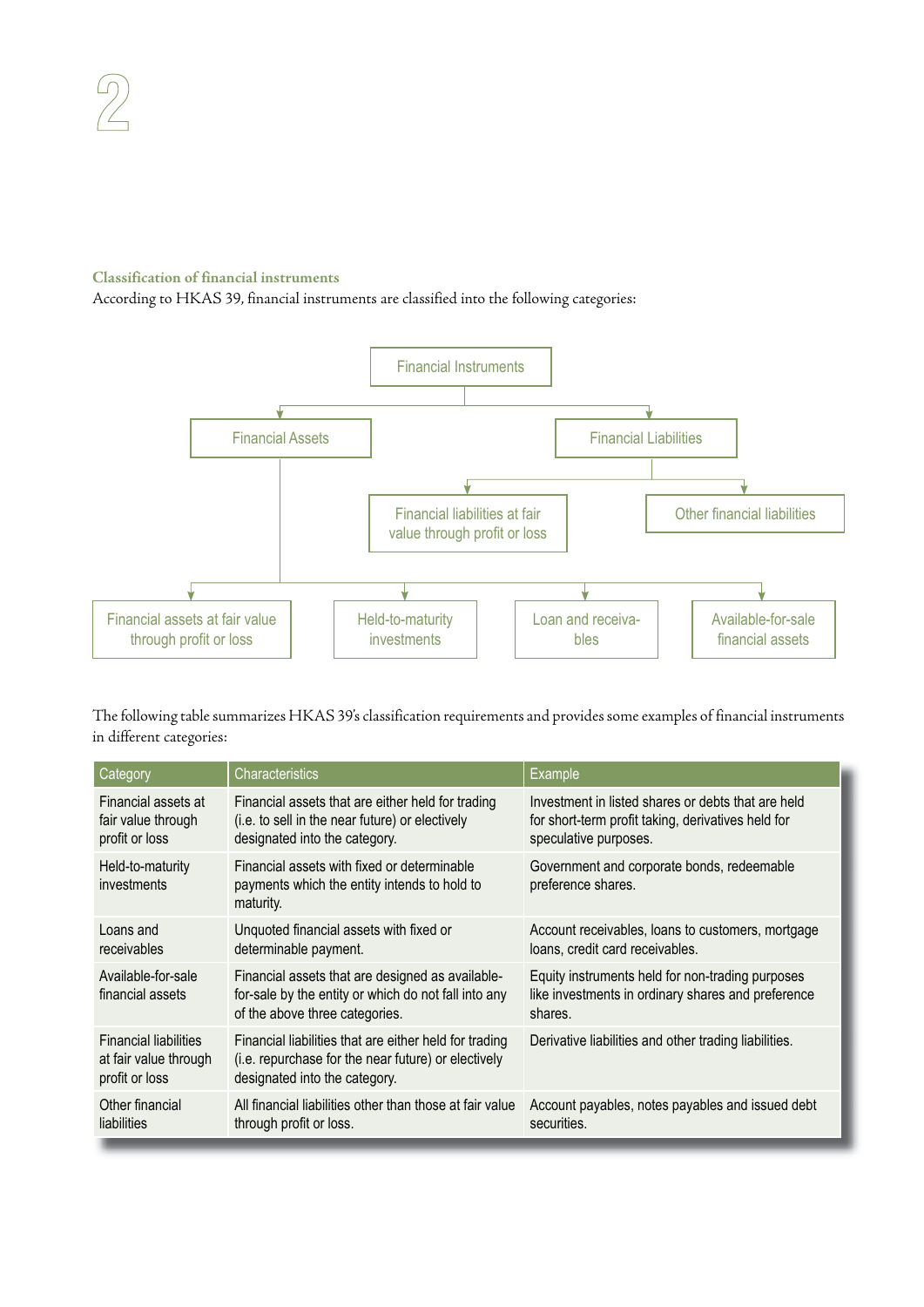### Classification of financial instruments

According to HKAS 39, financial instruments are classified into the following categories:

- Financial Instruments
  - Financial Assets
    - Financial assets at fair value through profit or loss
    - Held-to-maturity investments
    - Loan and receivables
    - Available-for-sale financial assets
  - Financial Liabilities
    - Financial liabilities at fair value through profit or loss
    - Other financial liabilities

The following table summarizes HKAS 39's classification requirements and provides some examples of financial instruments in different categories:

| Category | Characteristics | Example |
|---|---|---|
| Financial assets at fair value through profit or loss | Financial assets that are either held for trading (i.e. to sell in the near future) or electively designated into the category. | Investment in listed shares or debts that are held for short-term profit taking, derivatives held for speculative purposes. |
| Held-to-maturity investments | Financial assets with fixed or determinable payments which the entity intends to hold to maturity. | Government and corporate bonds, redeemable preference shares. |
| Loans and receivables | Unquoted financial assets with fixed or determinable payment. | Account receivables, loans to customers, mortgage loans, credit card receivables. |
| Available-for-sale financial assets | Financial assets that are designed as available-for-sale by the entity or which do not fall into any of the above three categories. | Equity instruments held for non-trading purposes like investments in ordinary shares and preference shares. |
| Financial liabilities at fair value through profit or loss | Financial liabilities that are either held for trading (i.e. repurchase for the near future) or electively designated into the category. | Derivative liabilities and other trading liabilities. |
| Other financial liabilities | All financial liabilities other than those at fair value through profit or loss. | Account payables, notes payables and issued debt securities. |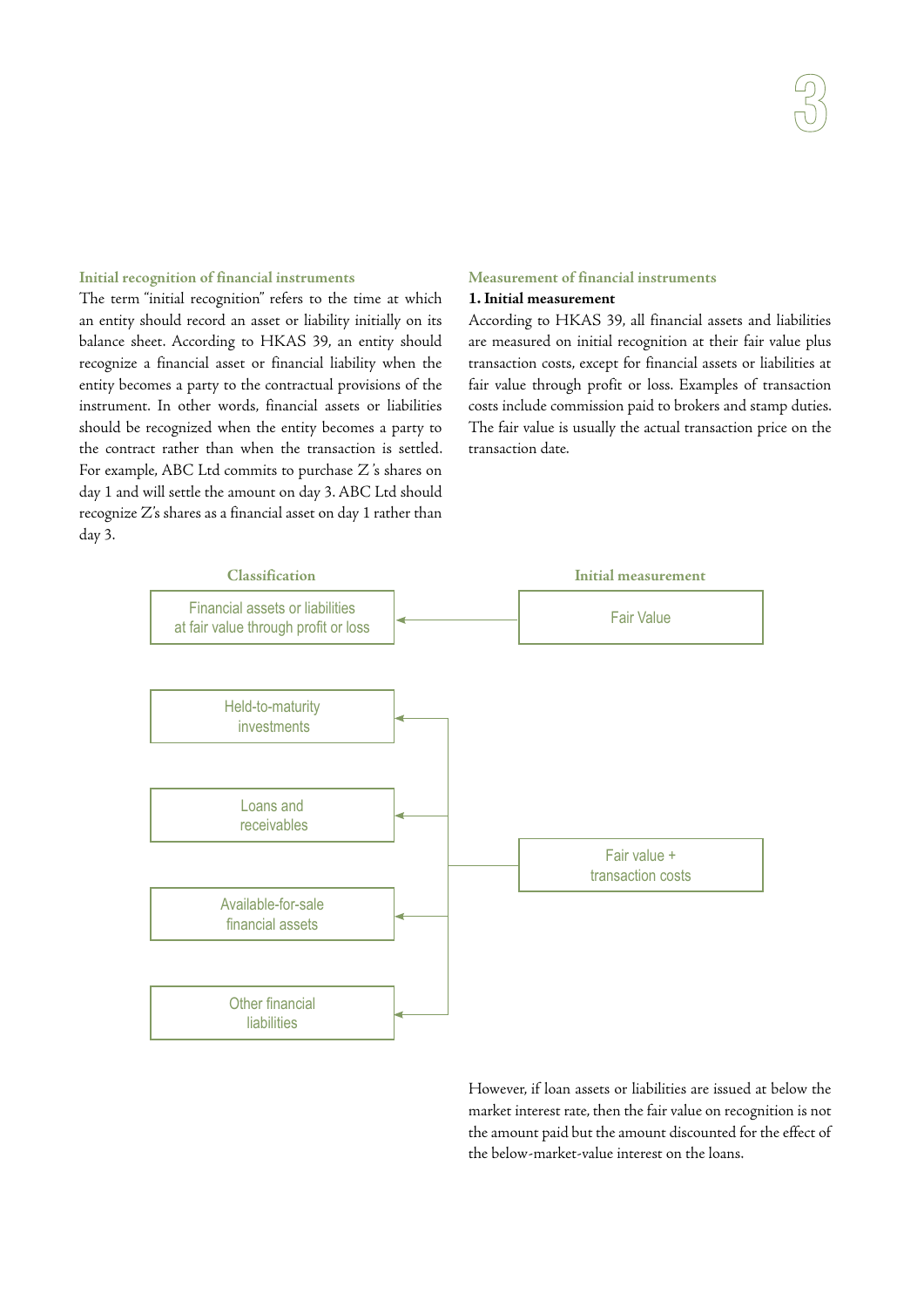## Initial recognition of financial instruments

The term "initial recognition" refers to the time at which an entity should record an asset or liability initially on its balance sheet. According to HKAS 39, an entity should recognize a financial asset or financial liability when the entity becomes a party to the contractual provisions of the instrument. In other words, financial assets or liabilities should be recognized when the entity becomes a party to the contract rather than when the transaction is settled. For example, ABC Ltd commits to purchase Z 's shares on day 1 and will settle the amount on day 3. ABC Ltd should recognize Z's shares as a financial asset on day 1 rather than day 3.

## Measurement of financial instruments

### 1. Initial measurement

According to HKAS 39, all financial assets and liabilities are measured on initial recognition at their fair value plus transaction costs, except for financial assets or liabilities at fair value through profit or loss. Examples of transaction costs include commission paid to brokers and stamp duties. The fair value is usually the actual transaction price on the transaction date.

| Classification | Initial measurement |
| --- | --- |
| Financial assets or liabilities at fair value through profit or loss | Fair Value |
| Held-to-maturity investments | Fair value + transaction costs |
| Loans and receivables | Fair value + transaction costs |
| Available-for-sale financial assets | Fair value + transaction costs |
| Other financial liabilities | Fair value + transaction costs |

However, if loan assets or liabilities are issued at below the market interest rate, then the fair value on recognition is not the amount paid but the amount discounted for the effect of the below-market-value interest on the loans.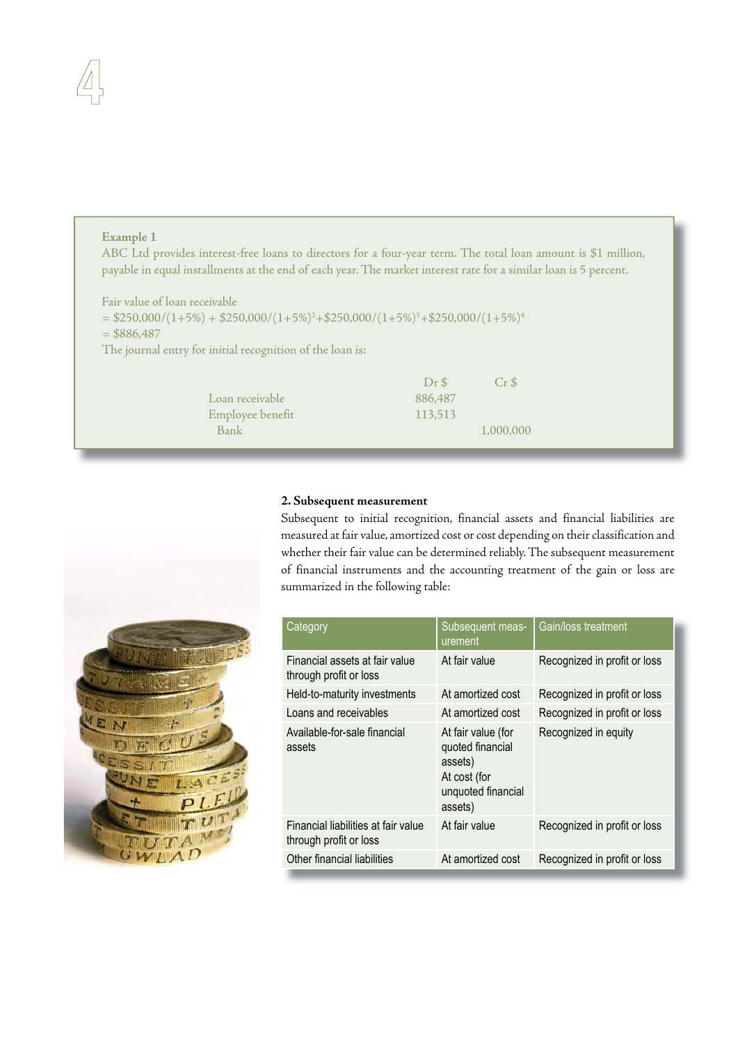**Example 1**

ABC Ltd provides interest-free loans to directors for a four-year term. The total loan amount is $1 million, payable in equal installments at the end of each year. The market interest rate for a similar loan is 5 percent.

Fair value of loan receivable

$= \$250{,}000/(1+5\%) + \$250{,}000/(1+5\%)^2 + \$250{,}000/(1+5\%)^3 + \$250{,}000/(1+5\%)^4$

$= \$886{,}487$

The journal entry for initial recognition of the loan is:

| | Dr $ | Cr $ |
|---|---|---|
| Loan receivable | 886,487 | |
| Employee benefit | 113,513 | |
| Bank | | 1,000,000 |

**2. Subsequent measurement**

Subsequent to initial recognition, financial assets and financial liabilities are measured at fair value, amortized cost or cost depending on their classification and whether their fair value can be determined reliably. The subsequent measurement of financial instruments and the accounting treatment of the gain or loss are summarized in the following table:

| Category | Subsequent measurement | Gain/loss treatment |
|---|---|---|
| Financial assets at fair value through profit or loss | At fair value | Recognized in profit or loss |
| Held-to-maturity investments | At amortized cost | Recognized in profit or loss |
| Loans and receivables | At amortized cost | Recognized in profit or loss |
| Available-for-sale financial assets | At fair value (for quoted financial assets) At cost (for unquoted financial assets) | Recognized in equity |
| Financial liabilities at fair value through profit or loss | At fair value | Recognized in profit or loss |
| Other financial liabilities | At amortized cost | Recognized in profit or loss |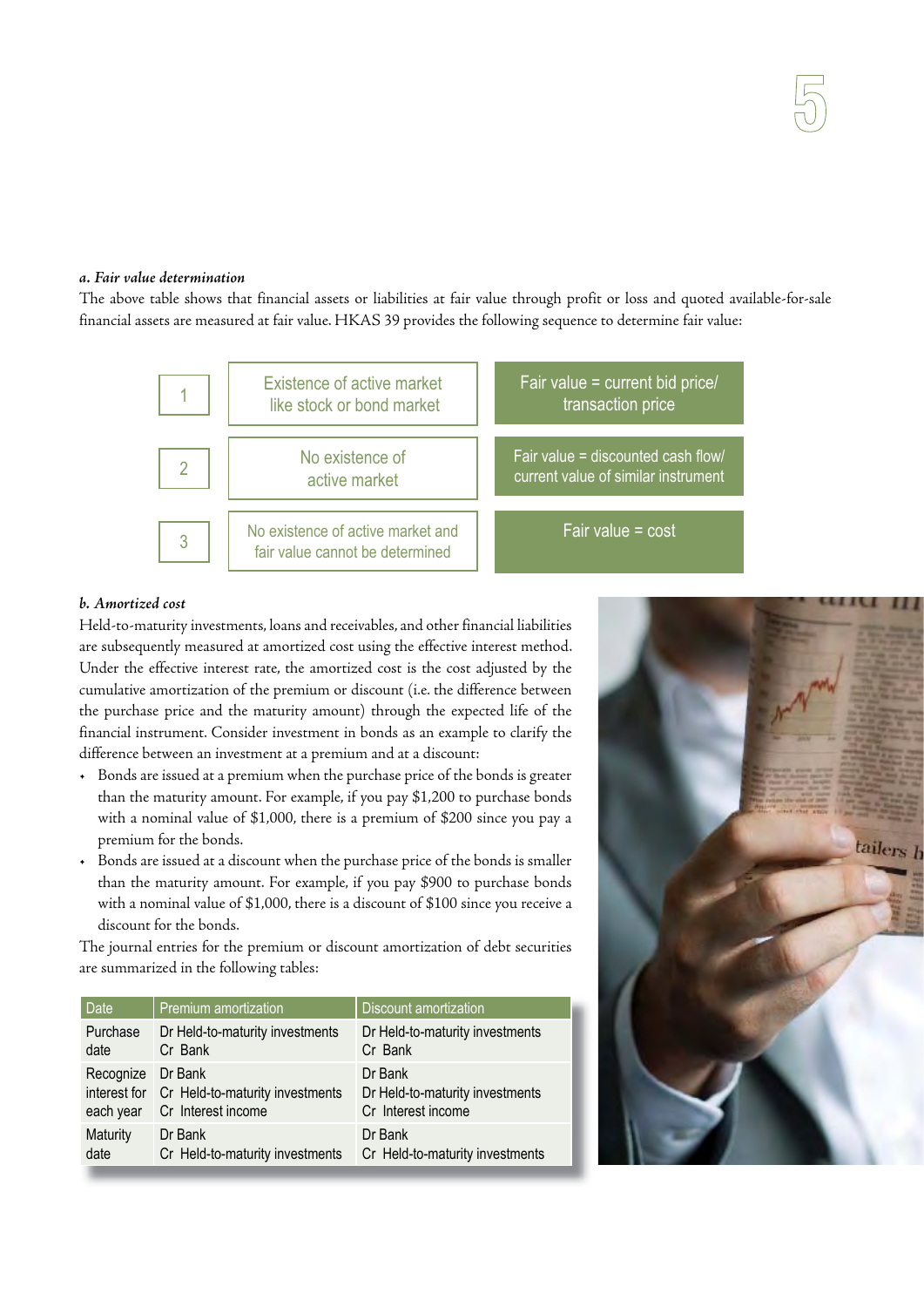***a. Fair value determination***

The above table shows that financial assets or liabilities at fair value through profit or loss and quoted available-for-sale financial assets are measured at fair value. HKAS 39 provides the following sequence to determine fair value:

| | | |
|---|---|---|
| 1 | Existence of active market like stock or bond market | Fair value = current bid price/ transaction price |
| 2 | No existence of active market | Fair value = discounted cash flow/ current value of similar instrument |
| 3 | No existence of active market and fair value cannot be determined | Fair value = cost |

***b. Amortized cost***

Held-to-maturity investments, loans and receivables, and other financial liabilities are subsequently measured at amortized cost using the effective interest method. Under the effective interest rate, the amortized cost is the cost adjusted by the cumulative amortization of the premium or discount (i.e. the difference between the purchase price and the maturity amount) through the expected life of the financial instrument. Consider investment in bonds as an example to clarify the difference between an investment at a premium and at a discount:

- Bonds are issued at a premium when the purchase price of the bonds is greater than the maturity amount. For example, if you pay $1,200 to purchase bonds with a nominal value of $1,000, there is a premium of $200 since you pay a premium for the bonds.
- Bonds are issued at a discount when the purchase price of the bonds is smaller than the maturity amount. For example, if you pay $900 to purchase bonds with a nominal value of $1,000, there is a discount of $100 since you receive a discount for the bonds.

The journal entries for the premium or discount amortization of debt securities are summarized in the following tables:

| Date | Premium amortization | Discount amortization |
|---|---|---|
| Purchase date | Dr Held-to-maturity investments<br>Cr Bank | Dr Held-to-maturity investments<br>Cr Bank |
| Recognize interest for each year | Dr Bank<br>Cr Held-to-maturity investments<br>Cr Interest income | Dr Bank<br>Dr Held-to-maturity investments<br>Cr Interest income |
| Maturity date | Dr Bank<br>Cr Held-to-maturity investments | Dr Bank<br>Cr Held-to-maturity investments |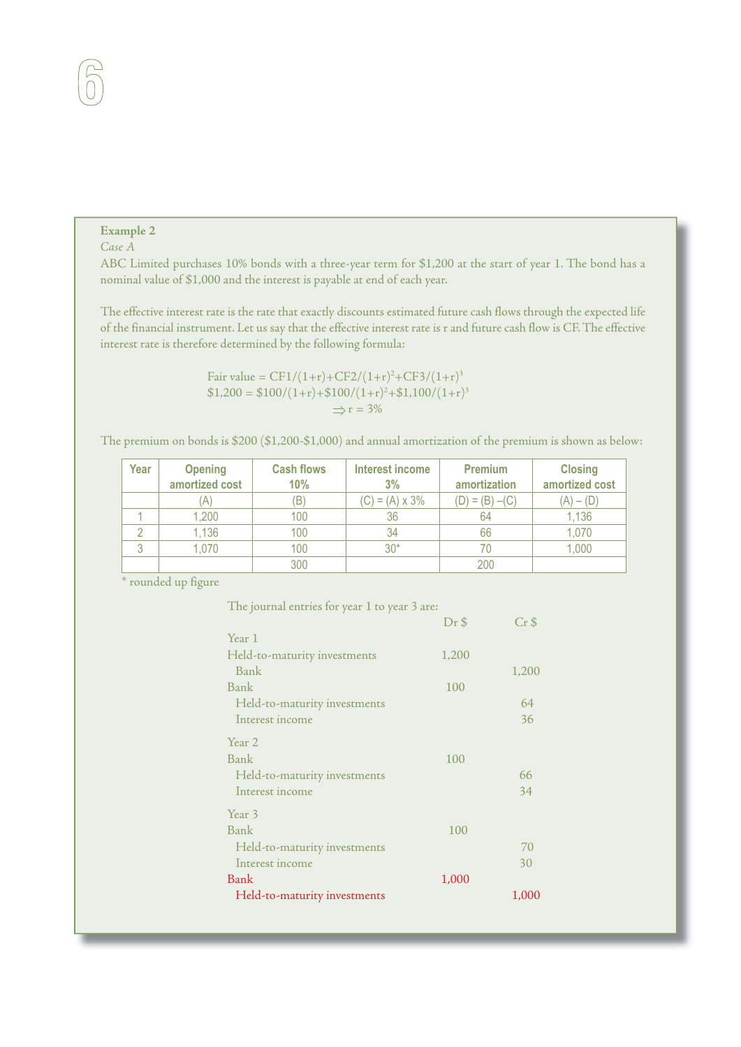**Example 2**

*Case A*

ABC Limited purchases 10% bonds with a three-year term for \$1,200 at the start of year 1. The bond has a nominal value of \$1,000 and the interest is payable at end of each year.

The effective interest rate is the rate that exactly discounts estimated future cash flows through the expected life of the financial instrument. Let us say that the effective interest rate is r and future cash flow is CF. The effective interest rate is therefore determined by the following formula:

$$\text{Fair value} = CF1/(1+r)+CF2/(1+r)^2+CF3/(1+r)^3$$

$$\$1,200 = \$100/(1+r)+\$100/(1+r)^2+\$1,100/(1+r)^3$$

$$\Rightarrow r = 3\%$$

The premium on bonds is \$200 (\$1,200-\$1,000) and annual amortization of the premium is shown as below:

| Year | Opening amortized cost | Cash flows 10% | Interest income 3% | Premium amortization | Closing amortized cost |
|---|---|---|---|---|---|
| | (A) | (B) | (C) = (A) x 3% | (D) = (B) –(C) | (A) – (D) |
| 1 | 1,200 | 100 | 36 | 64 | 1,136 |
| 2 | 1,136 | 100 | 34 | 66 | 1,070 |
| 3 | 1,070 | 100 | 30* | 70 | 1,000 |
| | | 300 | | 200 | |

\* rounded up figure

The journal entries for year 1 to year 3 are:

| | Dr \$ | Cr \$ |
|---|---|---|
| **Year 1** | | |
| Held-to-maturity investments | 1,200 | |
| Bank | | 1,200 |
| Bank | 100 | |
| Held-to-maturity investments | | 64 |
| Interest income | | 36 |
| **Year 2** | | |
| Bank | 100 | |
| Held-to-maturity investments | | 66 |
| Interest income | | 34 |
| **Year 3** | | |
| Bank | 100 | |
| Held-to-maturity investments | | 70 |
| Interest income | | 30 |
| Bank | 1,000 | |
| Held-to-maturity investments | | 1,000 |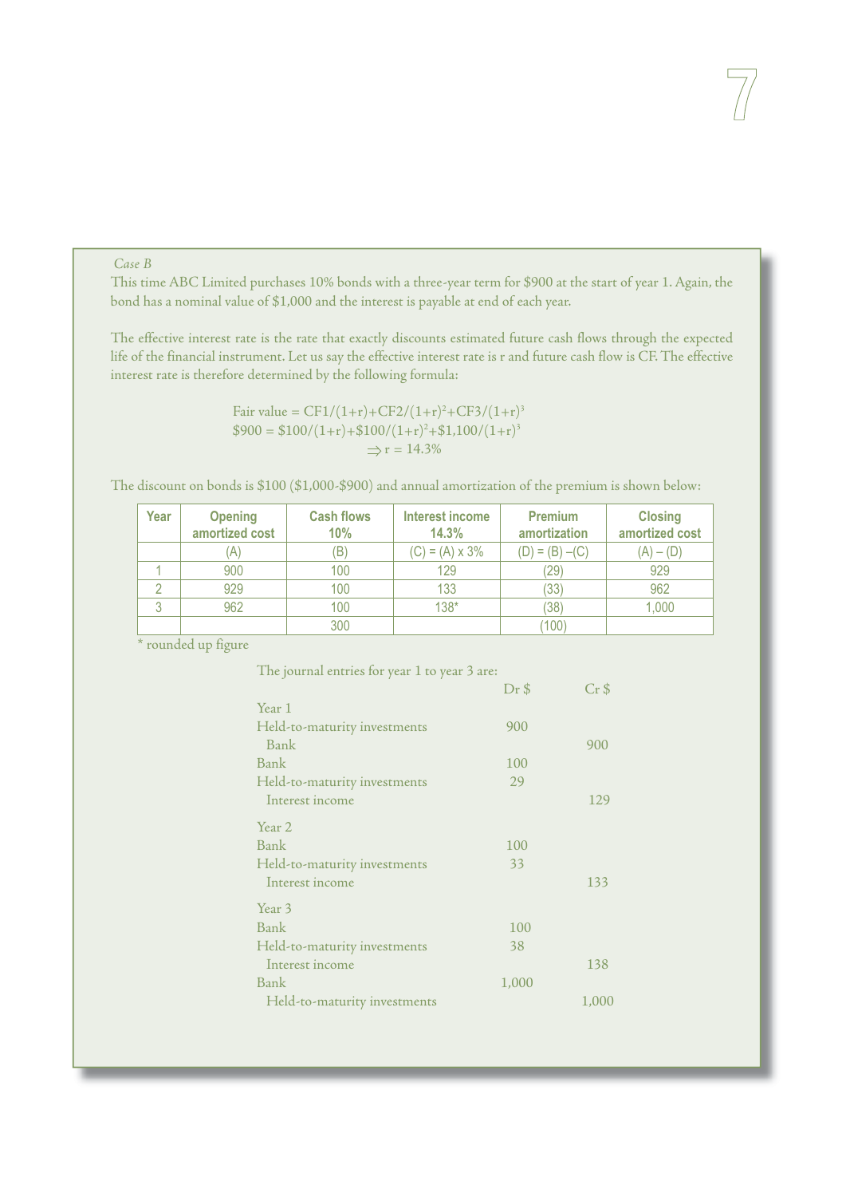*Case B*

This time ABC Limited purchases 10% bonds with a three-year term for $900 at the start of year 1. Again, the bond has a nominal value of $1,000 and the interest is payable at end of each year.

The effective interest rate is the rate that exactly discounts estimated future cash flows through the expected life of the financial instrument. Let us say the effective interest rate is r and future cash flow is CF. The effective interest rate is therefore determined by the following formula:

$$\text{Fair value} = CF1/(1+r)+CF2/(1+r)^2+CF3/(1+r)^3$$
$$\$900 = \$100/(1+r)+\$100/(1+r)^2+\$1{,}100/(1+r)^3$$
$$\Rightarrow r = 14.3\%$$

The discount on bonds is $100 ($1,000-$900) and annual amortization of the premium is shown below:

| Year | Opening amortized cost | Cash flows 10% | Interest income 14.3% | Premium amortization | Closing amortized cost |
|---|---|---|---|---|---|
| | (A) | (B) | (C) = (A) x 3% | (D) = (B) –(C) | (A) – (D) |
| 1 | 900 | 100 | 129 | (29) | 929 |
| 2 | 929 | 100 | 133 | (33) | 962 |
| 3 | 962 | 100 | 138* | (38) | 1,000 |
| | | 300 | | (100) | |

\* rounded up figure

The journal entries for year 1 to year 3 are:

| | Dr $ | Cr $ |
|---|---|---|
| **Year 1** | | |
| Held-to-maturity investments | 900 | |
| Bank | | 900 |
| Bank | 100 | |
| Held-to-maturity investments | 29 | |
| Interest income | | 129 |
| **Year 2** | | |
| Bank | 100 | |
| Held-to-maturity investments | 33 | |
| Interest income | | 133 |
| **Year 3** | | |
| Bank | 100 | |
| Held-to-maturity investments | 38 | |
| Interest income | | 138 |
| Bank | 1,000 | |
| Held-to-maturity investments | | 1,000 |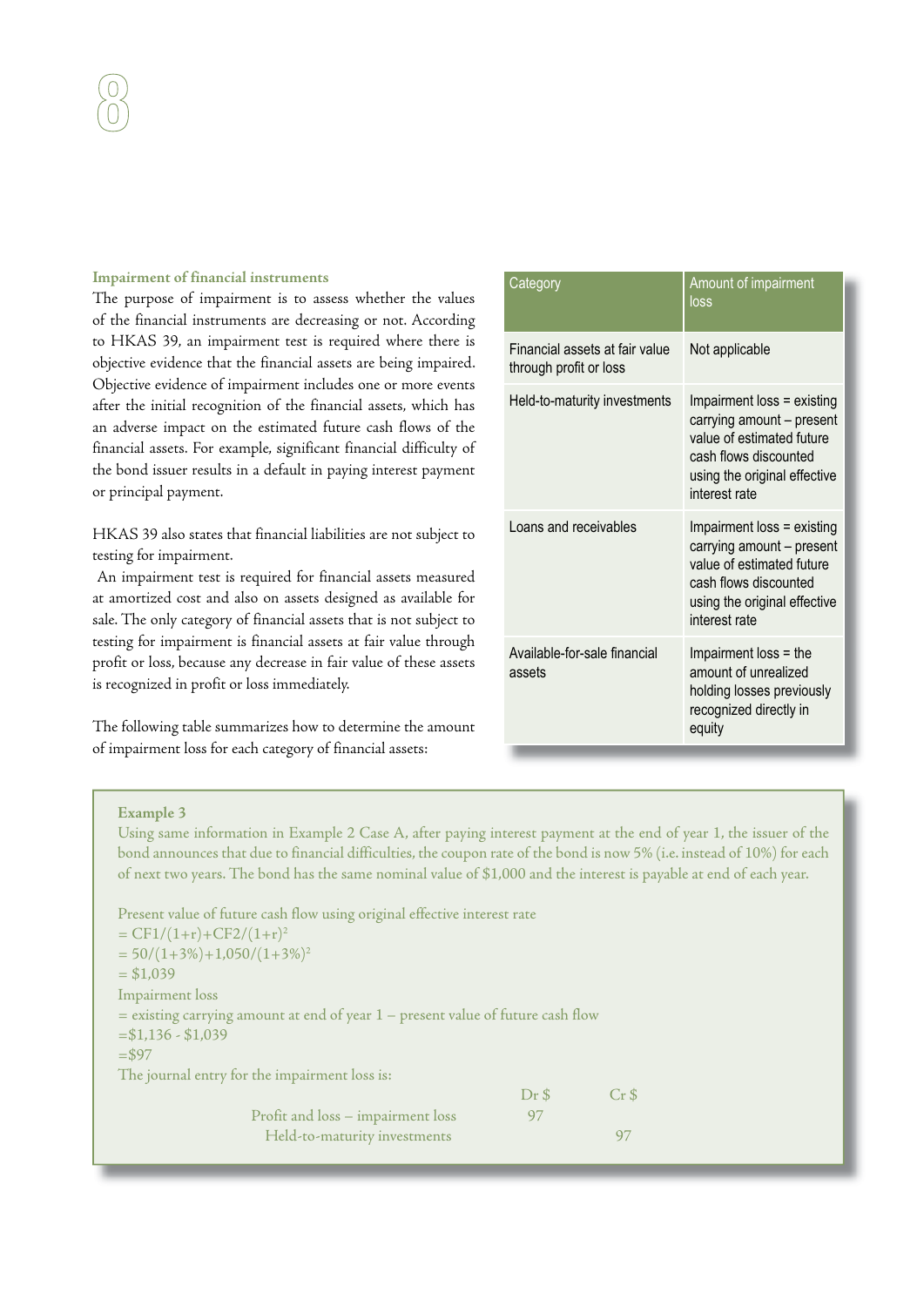### Impairment of financial instruments

The purpose of impairment is to assess whether the values of the financial instruments are decreasing or not. According to HKAS 39, an impairment test is required where there is objective evidence that the financial assets are being impaired. Objective evidence of impairment includes one or more events after the initial recognition of the financial assets, which has an adverse impact on the estimated future cash flows of the financial assets. For example, significant financial difficulty of the bond issuer results in a default in paying interest payment or principal payment.

HKAS 39 also states that financial liabilities are not subject to testing for impairment.

An impairment test is required for financial assets measured at amortized cost and also on assets designed as available for sale. The only category of financial assets that is not subject to testing for impairment is financial assets at fair value through profit or loss, because any decrease in fair value of these assets is recognized in profit or loss immediately.

The following table summarizes how to determine the amount of impairment loss for each category of financial assets:

| Category | Amount of impairment loss |
|---|---|
| Financial assets at fair value through profit or loss | Not applicable |
| Held-to-maturity investments | Impairment loss = existing carrying amount – present value of estimated future cash flows discounted using the original effective interest rate |
| Loans and receivables | Impairment loss = existing carrying amount – present value of estimated future cash flows discounted using the original effective interest rate |
| Available-for-sale financial assets | Impairment loss = the amount of unrealized holding losses previously recognized directly in equity |

**Example 3**

Using same information in Example 2 Case A, after paying interest payment at the end of year 1, the issuer of the bond announces that due to financial difficulties, the coupon rate of the bond is now 5% (i.e. instead of 10%) for each of next two years. The bond has the same nominal value of $1,000 and the interest is payable at end of each year.

Present value of future cash flow using original effective interest rate

$= CF1/(1+r)+CF2/(1+r)^2$

$= 50/(1+3\%)+1{,}050/(1+3\%)^2$

= $1,039

Impairment loss

= existing carrying amount at end of year 1 – present value of future cash flow

=$1,136 - $1,039

=$97

The journal entry for the impairment loss is:

| | Dr $ | Cr $ |
|---|---|---|
| Profit and loss – impairment loss | 97 | |
| Held-to-maturity investments | | 97 |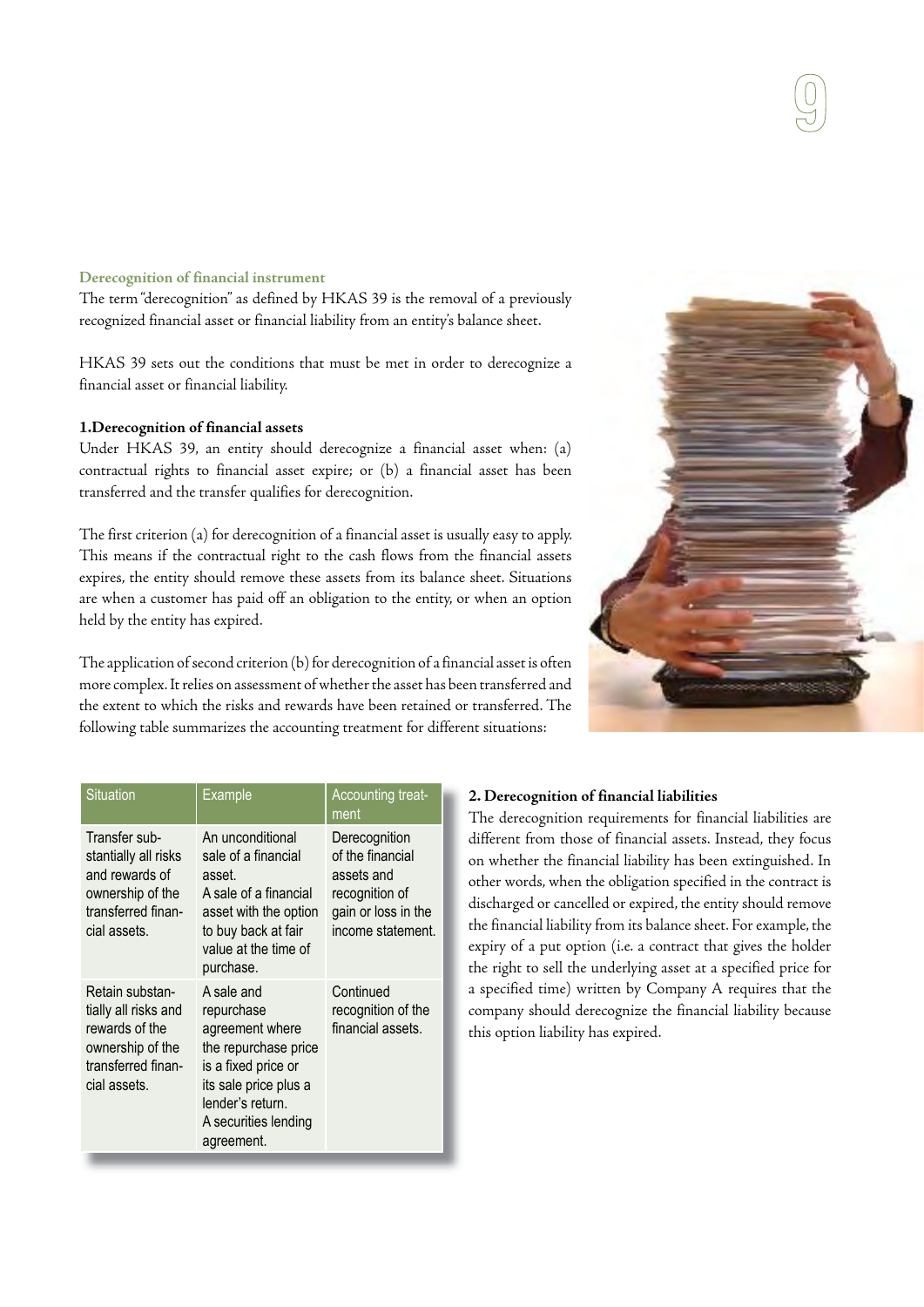## Derecognition of financial instrument

The term "derecognition" as defined by HKAS 39 is the removal of a previously recognized financial asset or financial liability from an entity's balance sheet.

HKAS 39 sets out the conditions that must be met in order to derecognize a financial asset or financial liability.

### 1. Derecognition of financial assets

Under HKAS 39, an entity should derecognize a financial asset when: (a) contractual rights to financial asset expire; or (b) a financial asset has been transferred and the transfer qualifies for derecognition.

The first criterion (a) for derecognition of a financial asset is usually easy to apply. This means if the contractual right to the cash flows from the financial assets expires, the entity should remove these assets from its balance sheet. Situations are when a customer has paid off an obligation to the entity, or when an option held by the entity has expired.

The application of second criterion (b) for derecognition of a financial asset is often more complex. It relies on assessment of whether the asset has been transferred and the extent to which the risks and rewards have been retained or transferred. The following table summarizes the accounting treatment for different situations:

| Situation | Example | Accounting treatment |
|---|---|---|
| Transfer substantially all risks and rewards of ownership of the transferred financial assets. | An unconditional sale of a financial asset. A sale of a financial asset with the option to buy back at fair value at the time of purchase. | Derecognition of the financial assets and recognition of gain or loss in the income statement. |
| Retain substantially all risks and rewards of the ownership of the transferred financial assets. | A sale and repurchase agreement where the repurchase price is a fixed price or its sale price plus a lender's return. A securities lending agreement. | Continued recognition of the financial assets. |

### 2. Derecognition of financial liabilities

The derecognition requirements for financial liabilities are different from those of financial assets. Instead, they focus on whether the financial liability has been extinguished. In other words, when the obligation specified in the contract is discharged or cancelled or expired, the entity should remove the financial liability from its balance sheet. For example, the expiry of a put option (i.e. a contract that gives the holder the right to sell the underlying asset at a specified price for a specified time) written by Company A requires that the company should derecognize the financial liability because this option liability has expired.